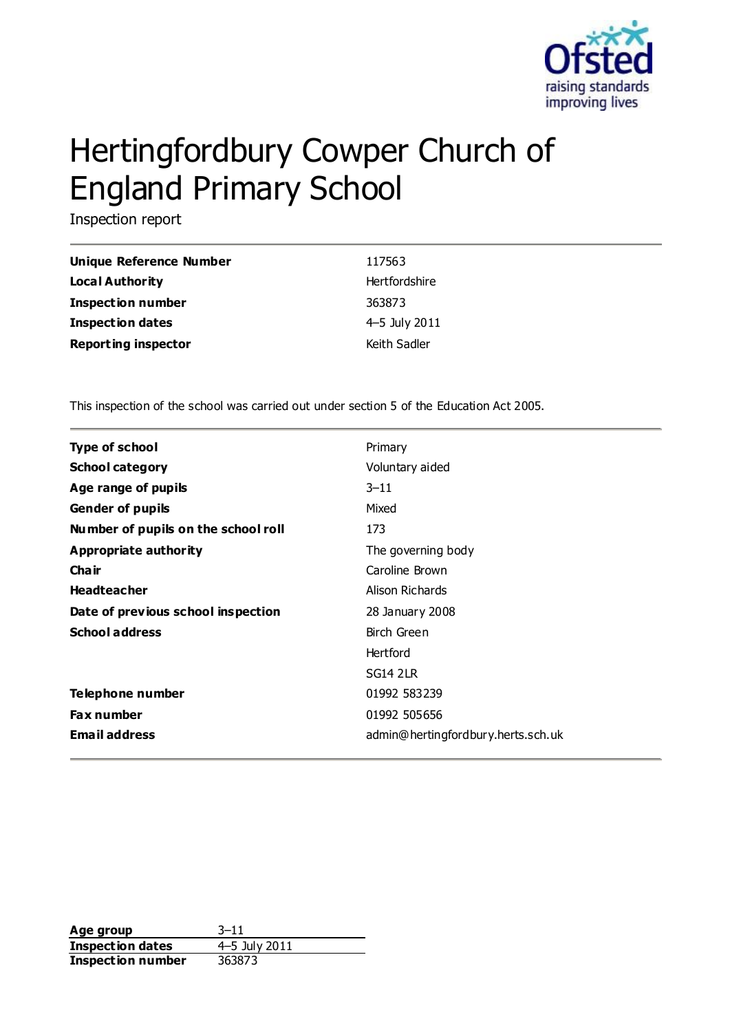# Hertingfordbury Cowper Church of England Primary School

Inspection report

| | |
|---|---|
| **Unique Reference Number** | 117563 |
| **Local Authority** | Hertfordshire |
| **Inspection number** | 363873 |
| **Inspection dates** | 4–5 July 2011 |
| **Reporting inspector** | Keith Sadler |

This inspection of the school was carried out under section 5 of the Education Act 2005.

| | |
|---|---|
| **Type of school** | Primary |
| **School category** | Voluntary aided |
| **Age range of pupils** | 3–11 |
| **Gender of pupils** | Mixed |
| **Number of pupils on the school roll** | 173 |
| **Appropriate authority** | The governing body |
| **Chair** | Caroline Brown |
| **Headteacher** | Alison Richards |
| **Date of previous school inspection** | 28 January 2008 |
| **School address** | Birch Green<br>Hertford<br>SG14 2LR |
| **Telephone number** | 01992 583239 |
| **Fax number** | 01992 505656 |
| **Email address** | admin@hertingfordbury.herts.sch.uk |

| | |
|---|---|
| **Age group** | 3–11 |
| **Inspection dates** | 4–5 July 2011 |
| **Inspection number** | 363873 |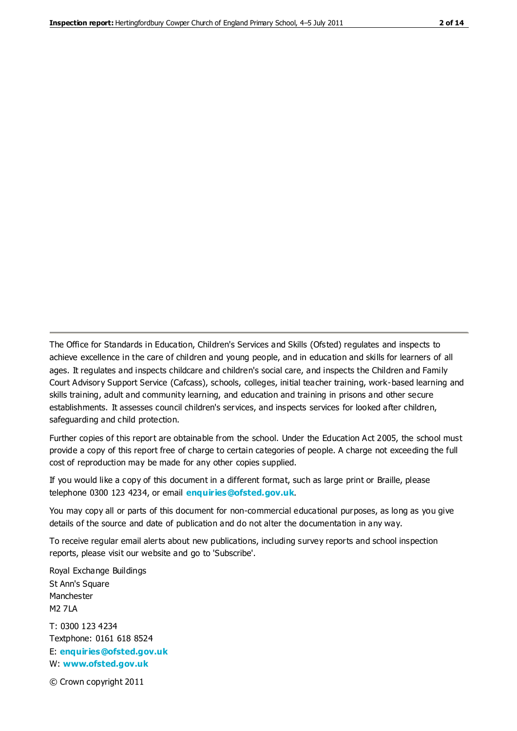The Office for Standards in Education, Children's Services and Skills (Ofsted) regulates and inspects to achieve excellence in the care of children and young people, and in education and skills for learners of all ages. It regulates and inspects childcare and children's social care, and inspects the Children and Family Court Advisory Support Service (Cafcass), schools, colleges, initial teacher training, work-based learning and skills training, adult and community learning, and education and training in prisons and other secure establishments. It assesses council children's services, and inspects services for looked after children, safeguarding and child protection.

Further copies of this report are obtainable from the school. Under the Education Act 2005, the school must provide a copy of this report free of charge to certain categories of people. A charge not exceeding the full cost of reproduction may be made for any other copies supplied.

If you would like a copy of this document in a different format, such as large print or Braille, please telephone 0300 123 4234, or email **enquiries@ofsted.gov.uk**.

You may copy all or parts of this document for non-commercial educational purposes, as long as you give details of the source and date of publication and do not alter the documentation in any way.

To receive regular email alerts about new publications, including survey reports and school inspection reports, please visit our website and go to 'Subscribe'.

Royal Exchange Buildings
St Ann's Square
Manchester
M2 7LA

T: 0300 123 4234
Textphone: 0161 618 8524
E: **enquiries@ofsted.gov.uk**
W: **www.ofsted.gov.uk**

© Crown copyright 2011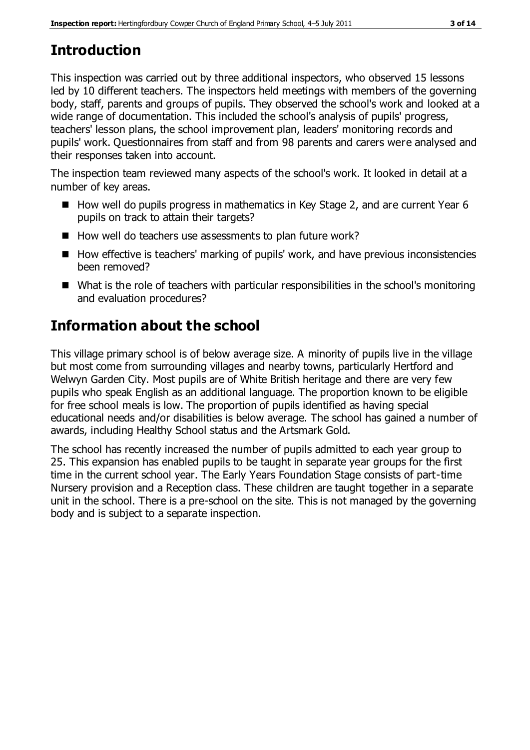## Introduction

This inspection was carried out by three additional inspectors, who observed 15 lessons led by 10 different teachers. The inspectors held meetings with members of the governing body, staff, parents and groups of pupils. They observed the school's work and looked at a wide range of documentation. This included the school's analysis of pupils' progress, teachers' lesson plans, the school improvement plan, leaders' monitoring records and pupils' work. Questionnaires from staff and from 98 parents and carers were analysed and their responses taken into account.

The inspection team reviewed many aspects of the school's work. It looked in detail at a number of key areas.

- How well do pupils progress in mathematics in Key Stage 2, and are current Year 6 pupils on track to attain their targets?
- How well do teachers use assessments to plan future work?
- How effective is teachers' marking of pupils' work, and have previous inconsistencies been removed?
- What is the role of teachers with particular responsibilities in the school's monitoring and evaluation procedures?

## Information about the school

This village primary school is of below average size. A minority of pupils live in the village but most come from surrounding villages and nearby towns, particularly Hertford and Welwyn Garden City. Most pupils are of White British heritage and there are very few pupils who speak English as an additional language. The proportion known to be eligible for free school meals is low. The proportion of pupils identified as having special educational needs and/or disabilities is below average. The school has gained a number of awards, including Healthy School status and the Artsmark Gold.

The school has recently increased the number of pupils admitted to each year group to 25. This expansion has enabled pupils to be taught in separate year groups for the first time in the current school year. The Early Years Foundation Stage consists of part-time Nursery provision and a Reception class. These children are taught together in a separate unit in the school. There is a pre-school on the site. This is not managed by the governing body and is subject to a separate inspection.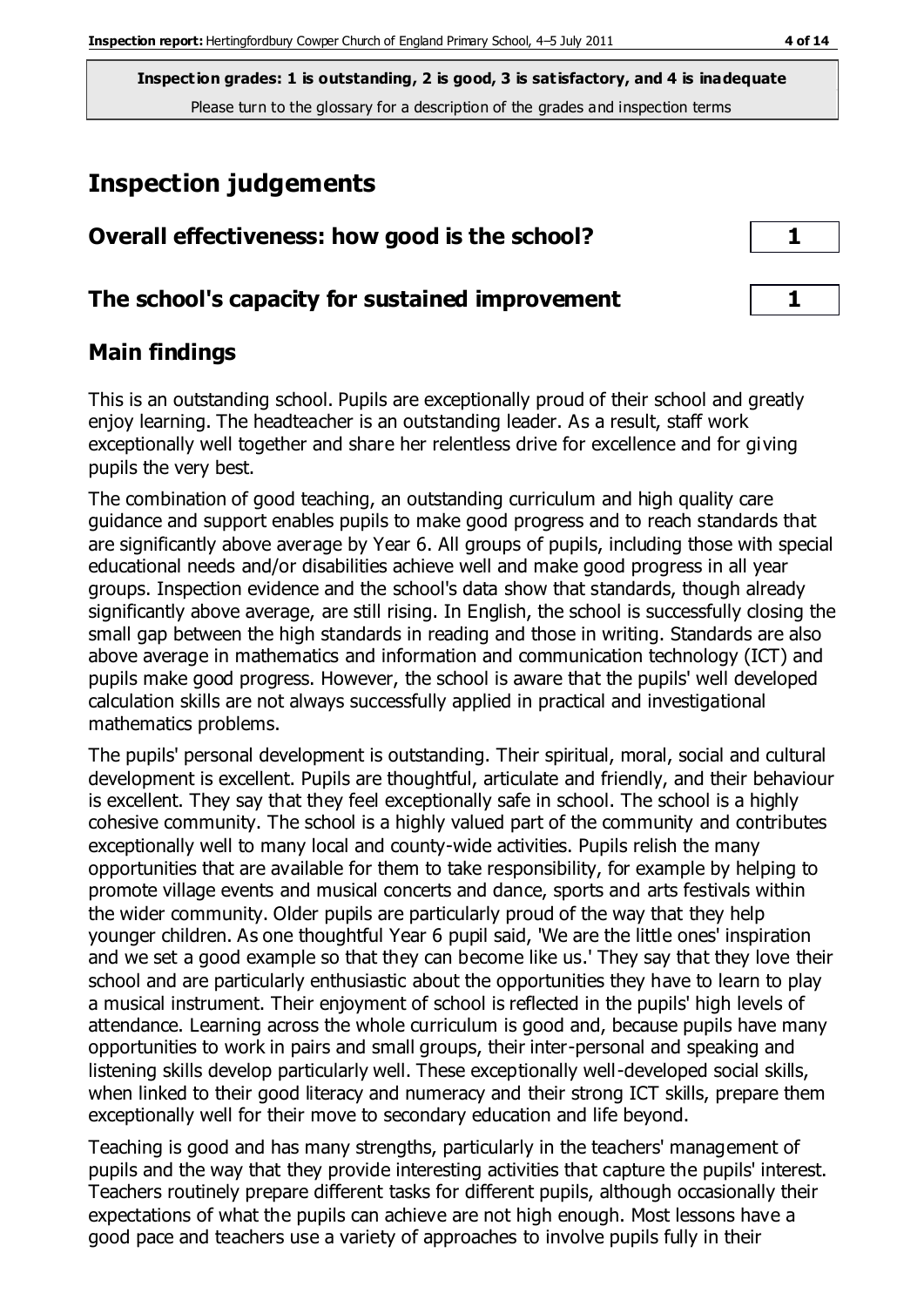**Inspection grades: 1 is outstanding, 2 is good, 3 is satisfactory, and 4 is inadequate**
Please turn to the glossary for a description of the grades and inspection terms

# Inspection judgements

| | |
|---|---|
| **Overall effectiveness: how good is the school?** | **1** |
| **The school's capacity for sustained improvement** | **1** |

## Main findings

This is an outstanding school. Pupils are exceptionally proud of their school and greatly enjoy learning. The headteacher is an outstanding leader. As a result, staff work exceptionally well together and share her relentless drive for excellence and for giving pupils the very best.

The combination of good teaching, an outstanding curriculum and high quality care guidance and support enables pupils to make good progress and to reach standards that are significantly above average by Year 6. All groups of pupils, including those with special educational needs and/or disabilities achieve well and make good progress in all year groups. Inspection evidence and the school's data show that standards, though already significantly above average, are still rising. In English, the school is successfully closing the small gap between the high standards in reading and those in writing. Standards are also above average in mathematics and information and communication technology (ICT) and pupils make good progress. However, the school is aware that the pupils' well developed calculation skills are not always successfully applied in practical and investigational mathematics problems.

The pupils' personal development is outstanding. Their spiritual, moral, social and cultural development is excellent. Pupils are thoughtful, articulate and friendly, and their behaviour is excellent. They say that they feel exceptionally safe in school. The school is a highly cohesive community. The school is a highly valued part of the community and contributes exceptionally well to many local and county-wide activities. Pupils relish the many opportunities that are available for them to take responsibility, for example by helping to promote village events and musical concerts and dance, sports and arts festivals within the wider community. Older pupils are particularly proud of the way that they help younger children. As one thoughtful Year 6 pupil said, 'We are the little ones' inspiration and we set a good example so that they can become like us.' They say that they love their school and are particularly enthusiastic about the opportunities they have to learn to play a musical instrument. Their enjoyment of school is reflected in the pupils' high levels of attendance. Learning across the whole curriculum is good and, because pupils have many opportunities to work in pairs and small groups, their inter-personal and speaking and listening skills develop particularly well. These exceptionally well-developed social skills, when linked to their good literacy and numeracy and their strong ICT skills, prepare them exceptionally well for their move to secondary education and life beyond.

Teaching is good and has many strengths, particularly in the teachers' management of pupils and the way that they provide interesting activities that capture the pupils' interest. Teachers routinely prepare different tasks for different pupils, although occasionally their expectations of what the pupils can achieve are not high enough. Most lessons have a good pace and teachers use a variety of approaches to involve pupils fully in their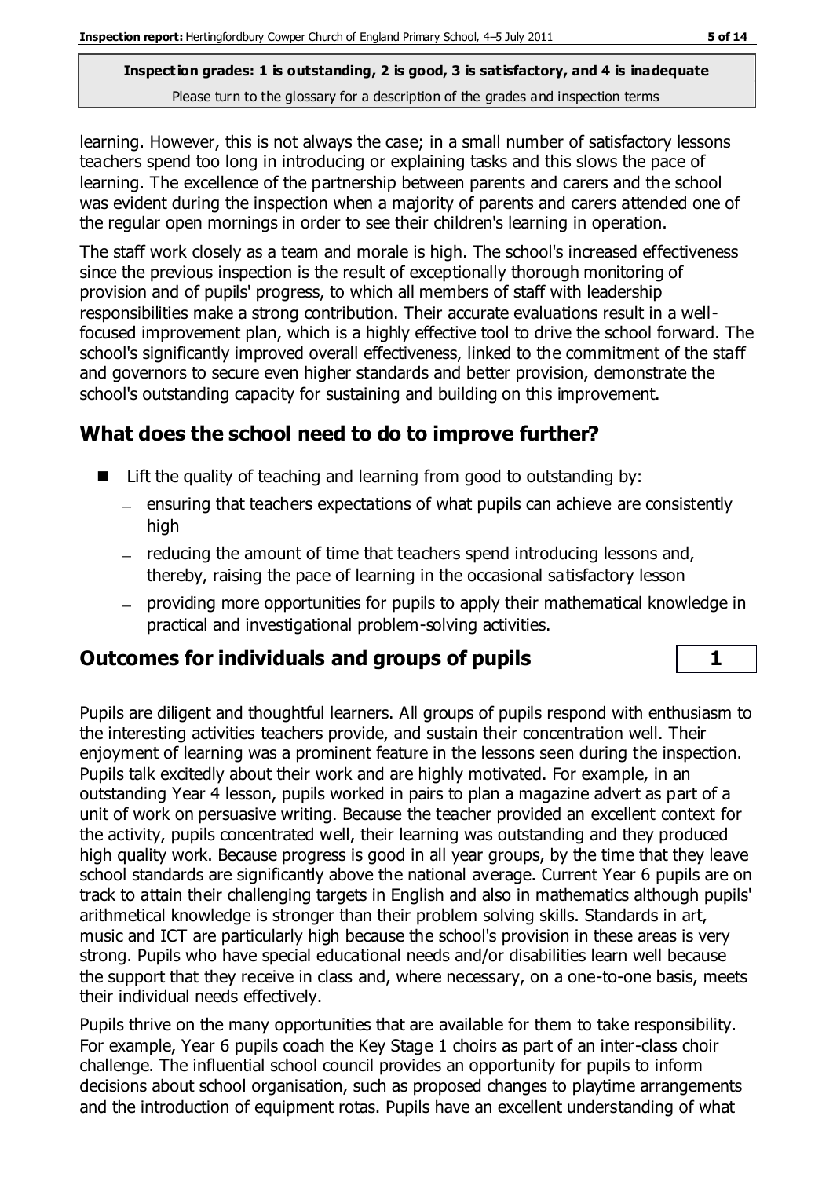learning. However, this is not always the case; in a small number of satisfactory lessons teachers spend too long in introducing or explaining tasks and this slows the pace of learning. The excellence of the partnership between parents and carers and the school was evident during the inspection when a majority of parents and carers attended one of the regular open mornings in order to see their children's learning in operation.

The staff work closely as a team and morale is high. The school's increased effectiveness since the previous inspection is the result of exceptionally thorough monitoring of provision and of pupils' progress, to which all members of staff with leadership responsibilities make a strong contribution. Their accurate evaluations result in a well-focused improvement plan, which is a highly effective tool to drive the school forward. The school's significantly improved overall effectiveness, linked to the commitment of the staff and governors to secure even higher standards and better provision, demonstrate the school's outstanding capacity for sustaining and building on this improvement.

## What does the school need to do to improve further?

- Lift the quality of teaching and learning from good to outstanding by:
  - ensuring that teachers expectations of what pupils can achieve are consistently high
  - reducing the amount of time that teachers spend introducing lessons and, thereby, raising the pace of learning in the occasional satisfactory lesson
  - providing more opportunities for pupils to apply their mathematical knowledge in practical and investigational problem-solving activities.

## Outcomes for individuals and groups of pupils | 1

Pupils are diligent and thoughtful learners. All groups of pupils respond with enthusiasm to the interesting activities teachers provide, and sustain their concentration well. Their enjoyment of learning was a prominent feature in the lessons seen during the inspection. Pupils talk excitedly about their work and are highly motivated. For example, in an outstanding Year 4 lesson, pupils worked in pairs to plan a magazine advert as part of a unit of work on persuasive writing. Because the teacher provided an excellent context for the activity, pupils concentrated well, their learning was outstanding and they produced high quality work. Because progress is good in all year groups, by the time that they leave school standards are significantly above the national average. Current Year 6 pupils are on track to attain their challenging targets in English and also in mathematics although pupils' arithmetical knowledge is stronger than their problem solving skills. Standards in art, music and ICT are particularly high because the school's provision in these areas is very strong. Pupils who have special educational needs and/or disabilities learn well because the support that they receive in class and, where necessary, on a one-to-one basis, meets their individual needs effectively.

Pupils thrive on the many opportunities that are available for them to take responsibility. For example, Year 6 pupils coach the Key Stage 1 choirs as part of an inter-class choir challenge. The influential school council provides an opportunity for pupils to inform decisions about school organisation, such as proposed changes to playtime arrangements and the introduction of equipment rotas. Pupils have an excellent understanding of what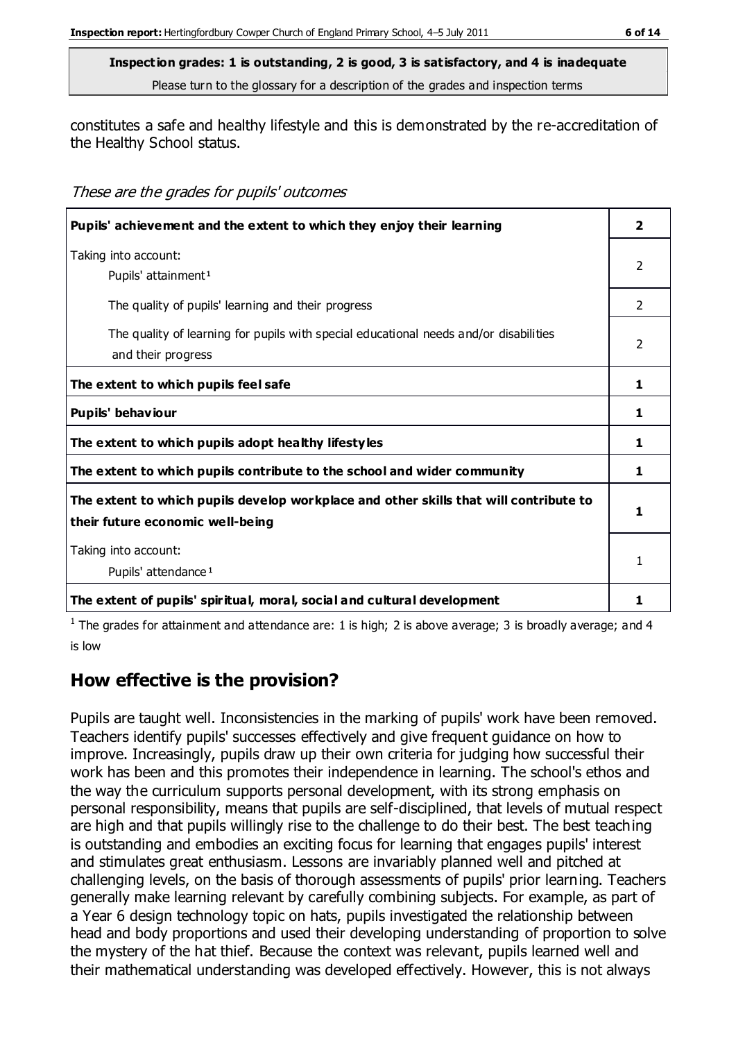**Inspection grades: 1 is outstanding, 2 is good, 3 is satisfactory, and 4 is inadequate**
Please turn to the glossary for a description of the grades and inspection terms

constitutes a safe and healthy lifestyle and this is demonstrated by the re-accreditation of the Healthy School status.

*These are the grades for pupils' outcomes*

| | |
|---|---|
| **Pupils' achievement and the extent to which they enjoy their learning** | **2** |
| Taking into account:<br>Pupils' attainment[1] | 2 |
| The quality of pupils' learning and their progress | 2 |
| The quality of learning for pupils with special educational needs and/or disabilities and their progress | 2 |
| **The extent to which pupils feel safe** | **1** |
| **Pupils' behaviour** | **1** |
| **The extent to which pupils adopt healthy lifestyles** | **1** |
| **The extent to which pupils contribute to the school and wider community** | **1** |
| **The extent to which pupils develop workplace and other skills that will contribute to their future economic well-being** | **1** |
| Taking into account:<br>Pupils' attendance[1] | 1 |
| **The extent of pupils' spiritual, moral, social and cultural development** | **1** |

[1] The grades for attainment and attendance are: 1 is high; 2 is above average; 3 is broadly average; and 4 is low

## How effective is the provision?

Pupils are taught well. Inconsistencies in the marking of pupils' work have been removed. Teachers identify pupils' successes effectively and give frequent guidance on how to improve. Increasingly, pupils draw up their own criteria for judging how successful their work has been and this promotes their independence in learning. The school's ethos and the way the curriculum supports personal development, with its strong emphasis on personal responsibility, means that pupils are self-disciplined, that levels of mutual respect are high and that pupils willingly rise to the challenge to do their best. The best teaching is outstanding and embodies an exciting focus for learning that engages pupils' interest and stimulates great enthusiasm. Lessons are invariably planned well and pitched at challenging levels, on the basis of thorough assessments of pupils' prior learning. Teachers generally make learning relevant by carefully combining subjects. For example, as part of a Year 6 design technology topic on hats, pupils investigated the relationship between head and body proportions and used their developing understanding of proportion to solve the mystery of the hat thief. Because the context was relevant, pupils learned well and their mathematical understanding was developed effectively. However, this is not always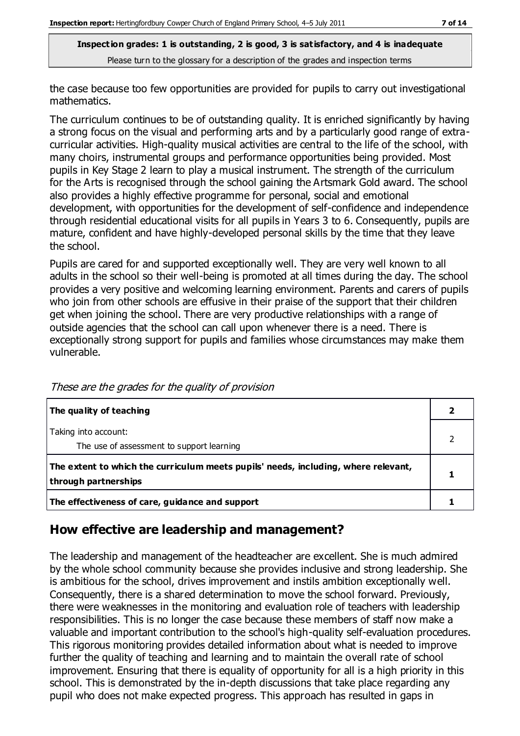the case because too few opportunities are provided for pupils to carry out investigational mathematics.

The curriculum continues to be of outstanding quality. It is enriched significantly by having a strong focus on the visual and performing arts and by a particularly good range of extra-curricular activities. High-quality musical activities are central to the life of the school, with many choirs, instrumental groups and performance opportunities being provided. Most pupils in Key Stage 2 learn to play a musical instrument. The strength of the curriculum for the Arts is recognised through the school gaining the Artsmark Gold award. The school also provides a highly effective programme for personal, social and emotional development, with opportunities for the development of self-confidence and independence through residential educational visits for all pupils in Years 3 to 6. Consequently, pupils are mature, confident and have highly-developed personal skills by the time that they leave the school.

Pupils are cared for and supported exceptionally well. They are very well known to all adults in the school so their well-being is promoted at all times during the day. The school provides a very positive and welcoming learning environment. Parents and carers of pupils who join from other schools are effusive in their praise of the support that their children get when joining the school. There are very productive relationships with a range of outside agencies that the school can call upon whenever there is a need. There is exceptionally strong support for pupils and families whose circumstances may make them vulnerable.

*These are the grades for the quality of provision*

| | |
|---|---|
| **The quality of teaching** | **2** |
| Taking into account: The use of assessment to support learning | 2 |
| **The extent to which the curriculum meets pupils' needs, including, where relevant, through partnerships** | **1** |
| **The effectiveness of care, guidance and support** | **1** |

## How effective are leadership and management?

The leadership and management of the headteacher are excellent. She is much admired by the whole school community because she provides inclusive and strong leadership. She is ambitious for the school, drives improvement and instils ambition exceptionally well. Consequently, there is a shared determination to move the school forward. Previously, there were weaknesses in the monitoring and evaluation role of teachers with leadership responsibilities. This is no longer the case because these members of staff now make a valuable and important contribution to the school's high-quality self-evaluation procedures. This rigorous monitoring provides detailed information about what is needed to improve further the quality of teaching and learning and to maintain the overall rate of school improvement. Ensuring that there is equality of opportunity for all is a high priority in this school. This is demonstrated by the in-depth discussions that take place regarding any pupil who does not make expected progress. This approach has resulted in gaps in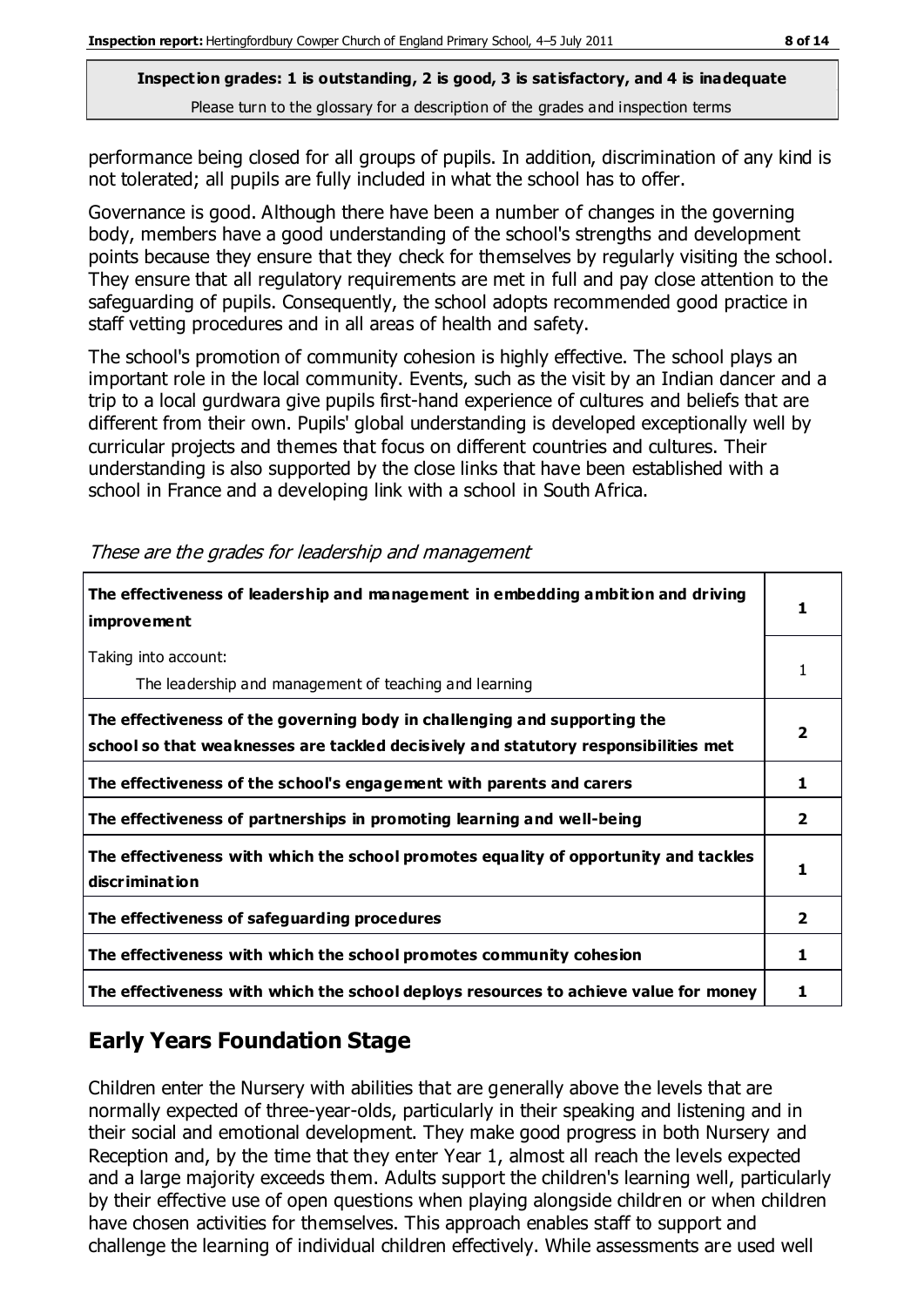performance being closed for all groups of pupils. In addition, discrimination of any kind is not tolerated; all pupils are fully included in what the school has to offer.

Governance is good. Although there have been a number of changes in the governing body, members have a good understanding of the school's strengths and development points because they ensure that they check for themselves by regularly visiting the school. They ensure that all regulatory requirements are met in full and pay close attention to the safeguarding of pupils. Consequently, the school adopts recommended good practice in staff vetting procedures and in all areas of health and safety.

The school's promotion of community cohesion is highly effective. The school plays an important role in the local community. Events, such as the visit by an Indian dancer and a trip to a local gurdwara give pupils first-hand experience of cultures and beliefs that are different from their own. Pupils' global understanding is developed exceptionally well by curricular projects and themes that focus on different countries and cultures. Their understanding is also supported by the close links that have been established with a school in France and a developing link with a school in South Africa.

*These are the grades for leadership and management*

| | |
|---|---|
| **The effectiveness of leadership and management in embedding ambition and driving improvement** | **1** |
| Taking into account: The leadership and management of teaching and learning | 1 |
| **The effectiveness of the governing body in challenging and supporting the school so that weaknesses are tackled decisively and statutory responsibilities met** | **2** |
| **The effectiveness of the school's engagement with parents and carers** | **1** |
| **The effectiveness of partnerships in promoting learning and well-being** | **2** |
| **The effectiveness with which the school promotes equality of opportunity and tackles discrimination** | **1** |
| **The effectiveness of safeguarding procedures** | **2** |
| **The effectiveness with which the school promotes community cohesion** | **1** |
| **The effectiveness with which the school deploys resources to achieve value for money** | **1** |

## Early Years Foundation Stage

Children enter the Nursery with abilities that are generally above the levels that are normally expected of three-year-olds, particularly in their speaking and listening and in their social and emotional development. They make good progress in both Nursery and Reception and, by the time that they enter Year 1, almost all reach the levels expected and a large majority exceeds them. Adults support the children's learning well, particularly by their effective use of open questions when playing alongside children or when children have chosen activities for themselves. This approach enables staff to support and challenge the learning of individual children effectively. While assessments are used well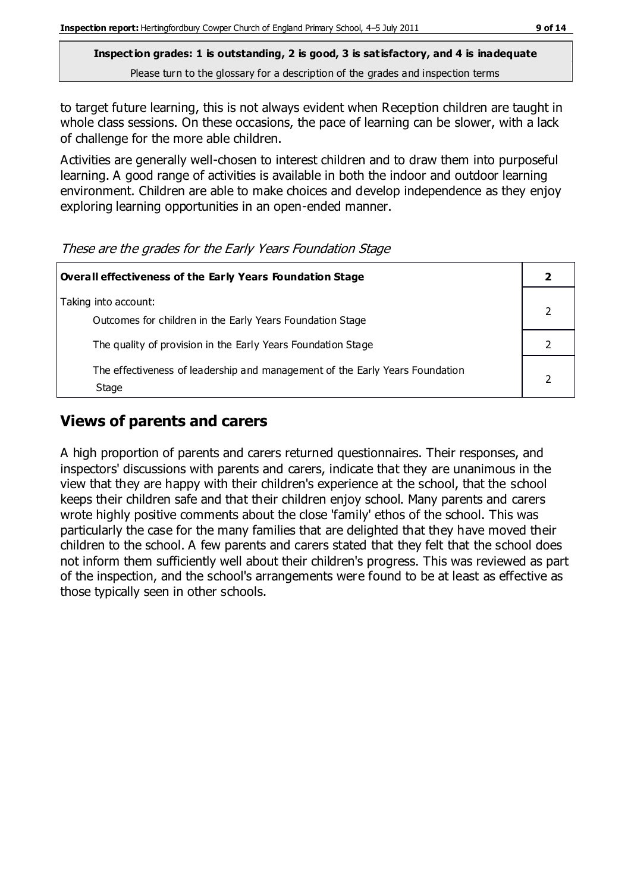**Inspection grades: 1 is outstanding, 2 is good, 3 is satisfactory, and 4 is inadequate**
Please turn to the glossary for a description of the grades and inspection terms

to target future learning, this is not always evident when Reception children are taught in whole class sessions. On these occasions, the pace of learning can be slower, with a lack of challenge for the more able children.

Activities are generally well-chosen to interest children and to draw them into purposeful learning. A good range of activities is available in both the indoor and outdoor learning environment. Children are able to make choices and develop independence as they enjoy exploring learning opportunities in an open-ended manner.

*These are the grades for the Early Years Foundation Stage*

| **Overall effectiveness of the Early Years Foundation Stage** | **2** |
|---|---|
| Taking into account:<br>Outcomes for children in the Early Years Foundation Stage | 2 |
| The quality of provision in the Early Years Foundation Stage | 2 |
| The effectiveness of leadership and management of the Early Years Foundation Stage | 2 |

## Views of parents and carers

A high proportion of parents and carers returned questionnaires. Their responses, and inspectors' discussions with parents and carers, indicate that they are unanimous in the view that they are happy with their children's experience at the school, that the school keeps their children safe and that their children enjoy school. Many parents and carers wrote highly positive comments about the close 'family' ethos of the school. This was particularly the case for the many families that are delighted that they have moved their children to the school. A few parents and carers stated that they felt that the school does not inform them sufficiently well about their children's progress. This was reviewed as part of the inspection, and the school's arrangements were found to be at least as effective as those typically seen in other schools.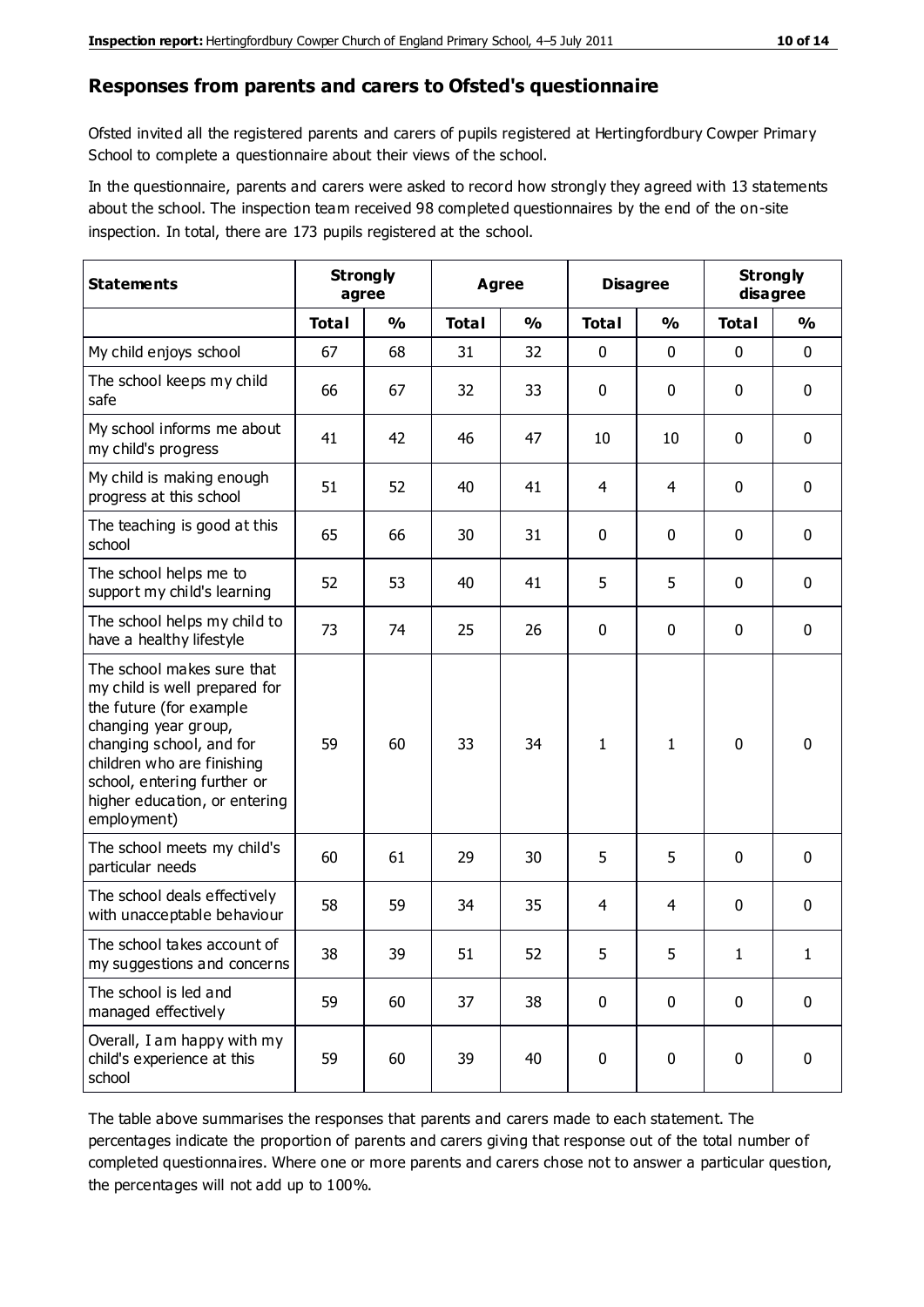## Responses from parents and carers to Ofsted's questionnaire

Ofsted invited all the registered parents and carers of pupils registered at Hertingfordbury Cowper Primary School to complete a questionnaire about their views of the school.

In the questionnaire, parents and carers were asked to record how strongly they agreed with 13 statements about the school. The inspection team received 98 completed questionnaires by the end of the on-site inspection. In total, there are 173 pupils registered at the school.

| Statements | Strongly agree | | Agree | | Disagree | | Strongly disagree | |
|---|---|---|---|---|---|---|---|---|
| | Total | % | Total | % | Total | % | Total | % |
| My child enjoys school | 67 | 68 | 31 | 32 | 0 | 0 | 0 | 0 |
| The school keeps my child safe | 66 | 67 | 32 | 33 | 0 | 0 | 0 | 0 |
| My school informs me about my child's progress | 41 | 42 | 46 | 47 | 10 | 10 | 0 | 0 |
| My child is making enough progress at this school | 51 | 52 | 40 | 41 | 4 | 4 | 0 | 0 |
| The teaching is good at this school | 65 | 66 | 30 | 31 | 0 | 0 | 0 | 0 |
| The school helps me to support my child's learning | 52 | 53 | 40 | 41 | 5 | 5 | 0 | 0 |
| The school helps my child to have a healthy lifestyle | 73 | 74 | 25 | 26 | 0 | 0 | 0 | 0 |
| The school makes sure that my child is well prepared for the future (for example changing year group, changing school, and for children who are finishing school, entering further or higher education, or entering employment) | 59 | 60 | 33 | 34 | 1 | 1 | 0 | 0 |
| The school meets my child's particular needs | 60 | 61 | 29 | 30 | 5 | 5 | 0 | 0 |
| The school deals effectively with unacceptable behaviour | 58 | 59 | 34 | 35 | 4 | 4 | 0 | 0 |
| The school takes account of my suggestions and concerns | 38 | 39 | 51 | 52 | 5 | 5 | 1 | 1 |
| The school is led and managed effectively | 59 | 60 | 37 | 38 | 0 | 0 | 0 | 0 |
| Overall, I am happy with my child's experience at this school | 59 | 60 | 39 | 40 | 0 | 0 | 0 | 0 |

The table above summarises the responses that parents and carers made to each statement. The percentages indicate the proportion of parents and carers giving that response out of the total number of completed questionnaires. Where one or more parents and carers chose not to answer a particular question, the percentages will not add up to 100%.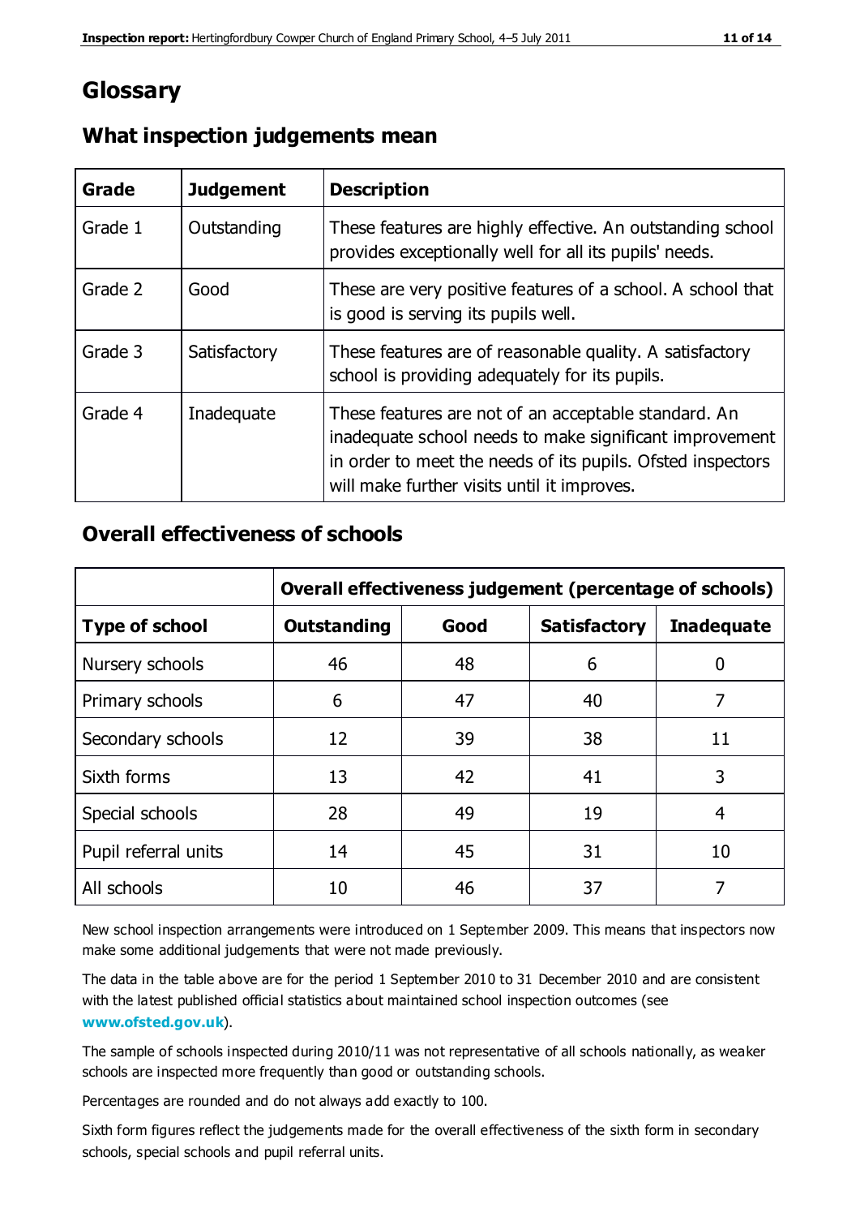# Glossary

## What inspection judgements mean

| Grade | Judgement | Description |
|---|---|---|
| Grade 1 | Outstanding | These features are highly effective. An outstanding school provides exceptionally well for all its pupils' needs. |
| Grade 2 | Good | These are very positive features of a school. A school that is good is serving its pupils well. |
| Grade 3 | Satisfactory | These features are of reasonable quality. A satisfactory school is providing adequately for its pupils. |
| Grade 4 | Inadequate | These features are not of an acceptable standard. An inadequate school needs to make significant improvement in order to meet the needs of its pupils. Ofsted inspectors will make further visits until it improves. |

## Overall effectiveness of schools

| | Overall effectiveness judgement (percentage of schools) | | | |
|---|---|---|---|---|
| **Type of school** | **Outstanding** | **Good** | **Satisfactory** | **Inadequate** |
| Nursery schools | 46 | 48 | 6 | 0 |
| Primary schools | 6 | 47 | 40 | 7 |
| Secondary schools | 12 | 39 | 38 | 11 |
| Sixth forms | 13 | 42 | 41 | 3 |
| Special schools | 28 | 49 | 19 | 4 |
| Pupil referral units | 14 | 45 | 31 | 10 |
| All schools | 10 | 46 | 37 | 7 |

New school inspection arrangements were introduced on 1 September 2009. This means that inspectors now make some additional judgements that were not made previously.

The data in the table above are for the period 1 September 2010 to 31 December 2010 and are consistent with the latest published official statistics about maintained school inspection outcomes (see **www.ofsted.gov.uk**).

The sample of schools inspected during 2010/11 was not representative of all schools nationally, as weaker schools are inspected more frequently than good or outstanding schools.

Percentages are rounded and do not always add exactly to 100.

Sixth form figures reflect the judgements made for the overall effectiveness of the sixth form in secondary schools, special schools and pupil referral units.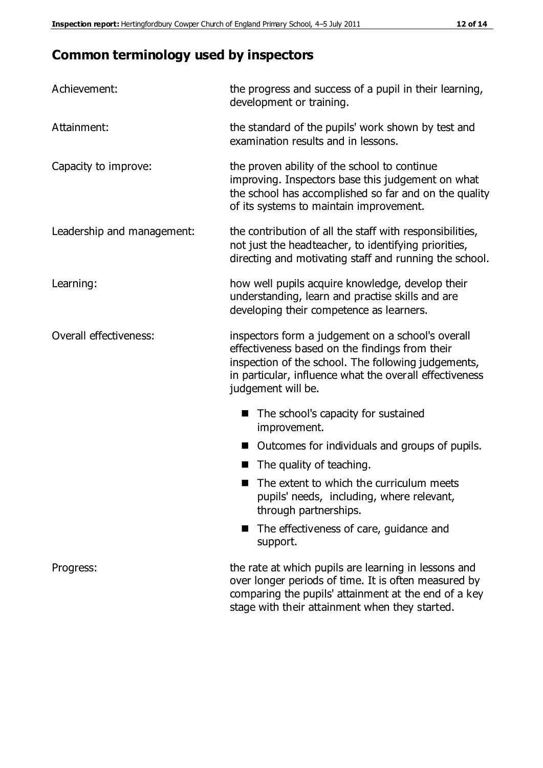## Common terminology used by inspectors

**Achievement:** the progress and success of a pupil in their learning, development or training.

**Attainment:** the standard of the pupils' work shown by test and examination results and in lessons.

**Capacity to improve:** the proven ability of the school to continue improving. Inspectors base this judgement on what the school has accomplished so far and on the quality of its systems to maintain improvement.

**Leadership and management:** the contribution of all the staff with responsibilities, not just the headteacher, to identifying priorities, directing and motivating staff and running the school.

**Learning:** how well pupils acquire knowledge, develop their understanding, learn and practise skills and are developing their competence as learners.

**Overall effectiveness:** inspectors form a judgement on a school's overall effectiveness based on the findings from their inspection of the school. The following judgements, in particular, influence what the overall effectiveness judgement will be.

- The school's capacity for sustained improvement.
- Outcomes for individuals and groups of pupils.
- The quality of teaching.
- The extent to which the curriculum meets pupils' needs, including, where relevant, through partnerships.
- The effectiveness of care, guidance and support.

**Progress:** the rate at which pupils are learning in lessons and over longer periods of time. It is often measured by comparing the pupils' attainment at the end of a key stage with their attainment when they started.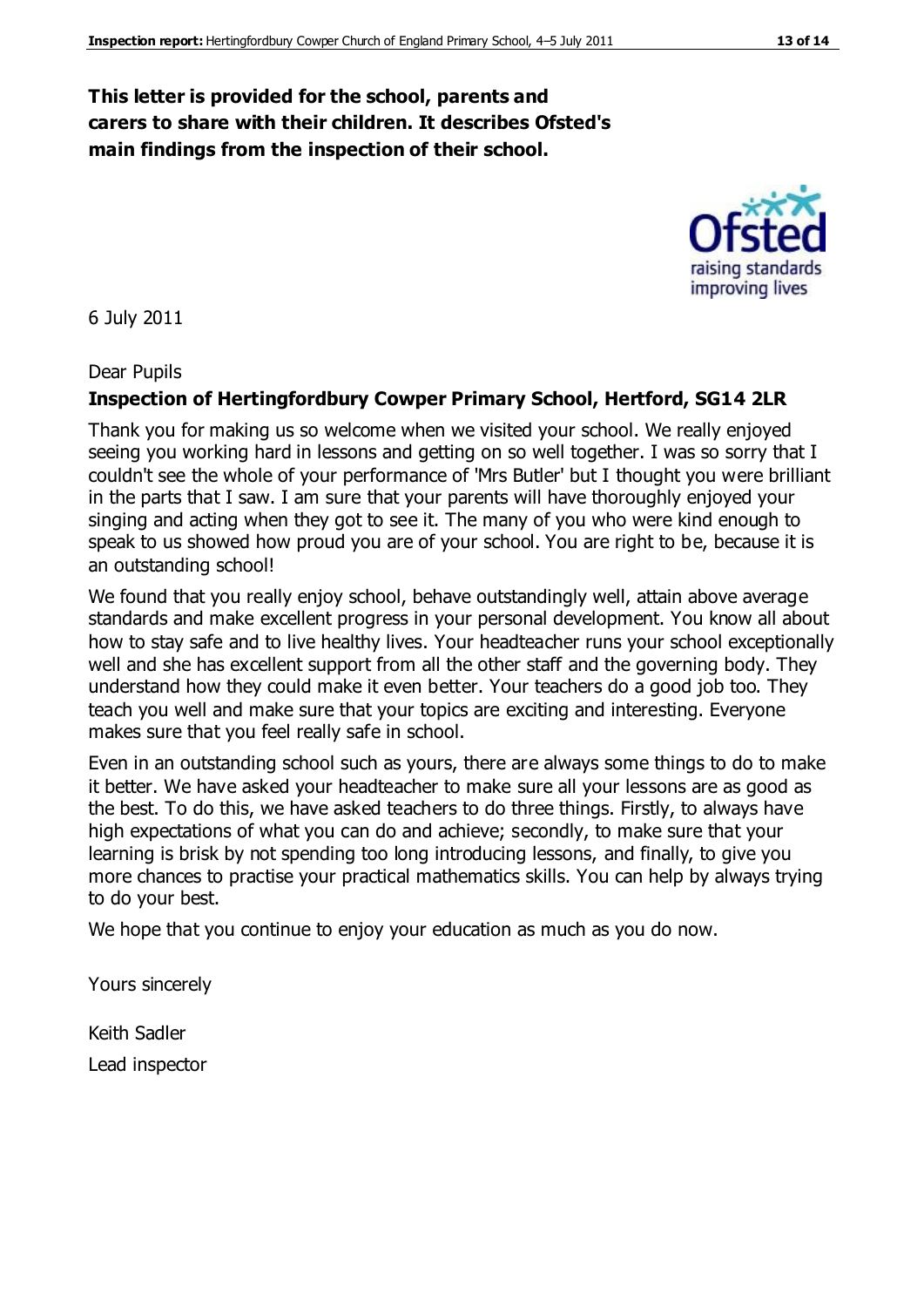**This letter is provided for the school, parents and carers to share with their children. It describes Ofsted's main findings from the inspection of their school.**

6 July 2011

Dear Pupils

**Inspection of Hertingfordbury Cowper Primary School, Hertford, SG14 2LR**

Thank you for making us so welcome when we visited your school. We really enjoyed seeing you working hard in lessons and getting on so well together. I was so sorry that I couldn't see the whole of your performance of 'Mrs Butler' but I thought you were brilliant in the parts that I saw. I am sure that your parents will have thoroughly enjoyed your singing and acting when they got to see it. The many of you who were kind enough to speak to us showed how proud you are of your school. You are right to be, because it is an outstanding school!

We found that you really enjoy school, behave outstandingly well, attain above average standards and make excellent progress in your personal development. You know all about how to stay safe and to live healthy lives. Your headteacher runs your school exceptionally well and she has excellent support from all the other staff and the governing body. They understand how they could make it even better. Your teachers do a good job too. They teach you well and make sure that your topics are exciting and interesting. Everyone makes sure that you feel really safe in school.

Even in an outstanding school such as yours, there are always some things to do to make it better. We have asked your headteacher to make sure all your lessons are as good as the best. To do this, we have asked teachers to do three things. Firstly, to always have high expectations of what you can do and achieve; secondly, to make sure that your learning is brisk by not spending too long introducing lessons, and finally, to give you more chances to practise your practical mathematics skills. You can help by always trying to do your best.

We hope that you continue to enjoy your education as much as you do now.

Yours sincerely

Keith Sadler

Lead inspector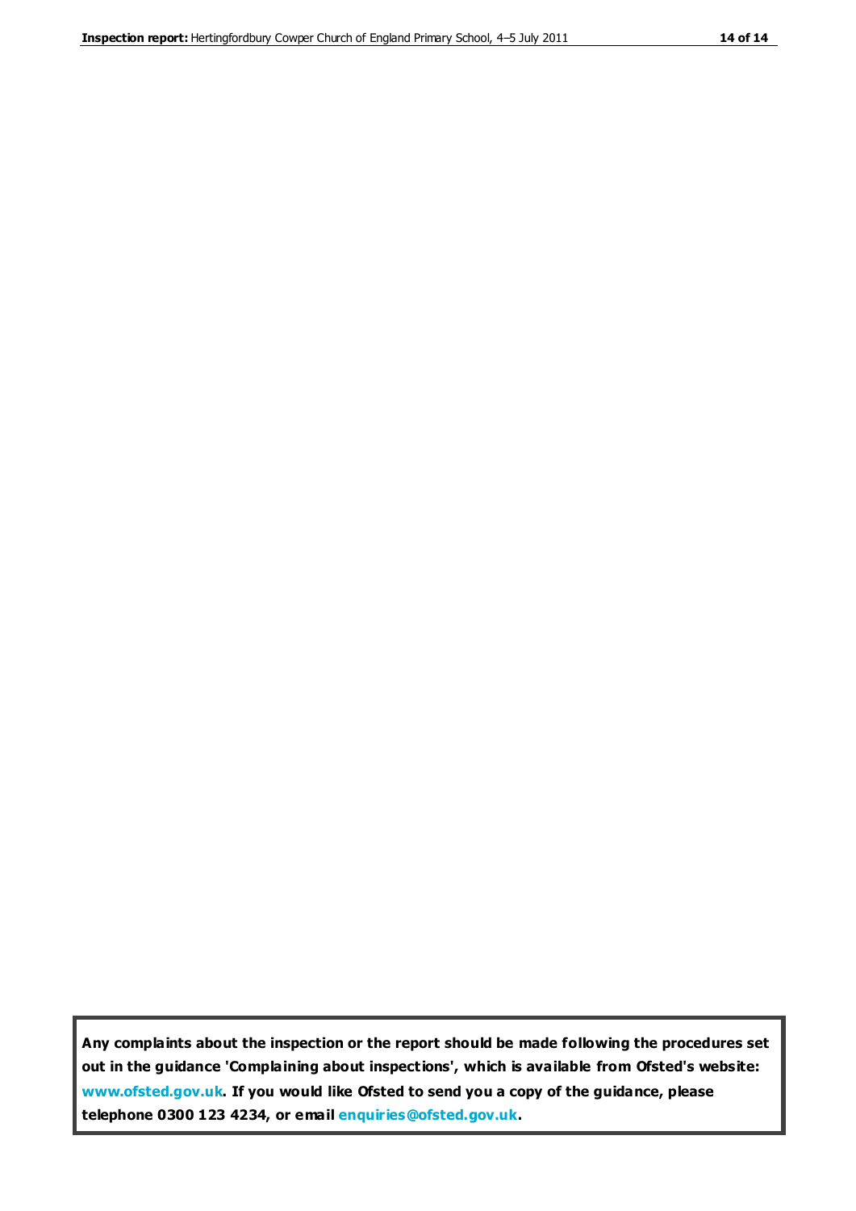**Any complaints about the inspection or the report should be made following the procedures set out in the guidance 'Complaining about inspections', which is available from Ofsted's website: www.ofsted.gov.uk. If you would like Ofsted to send you a copy of the guidance, please telephone 0300 123 4234, or email enquiries@ofsted.gov.uk.**